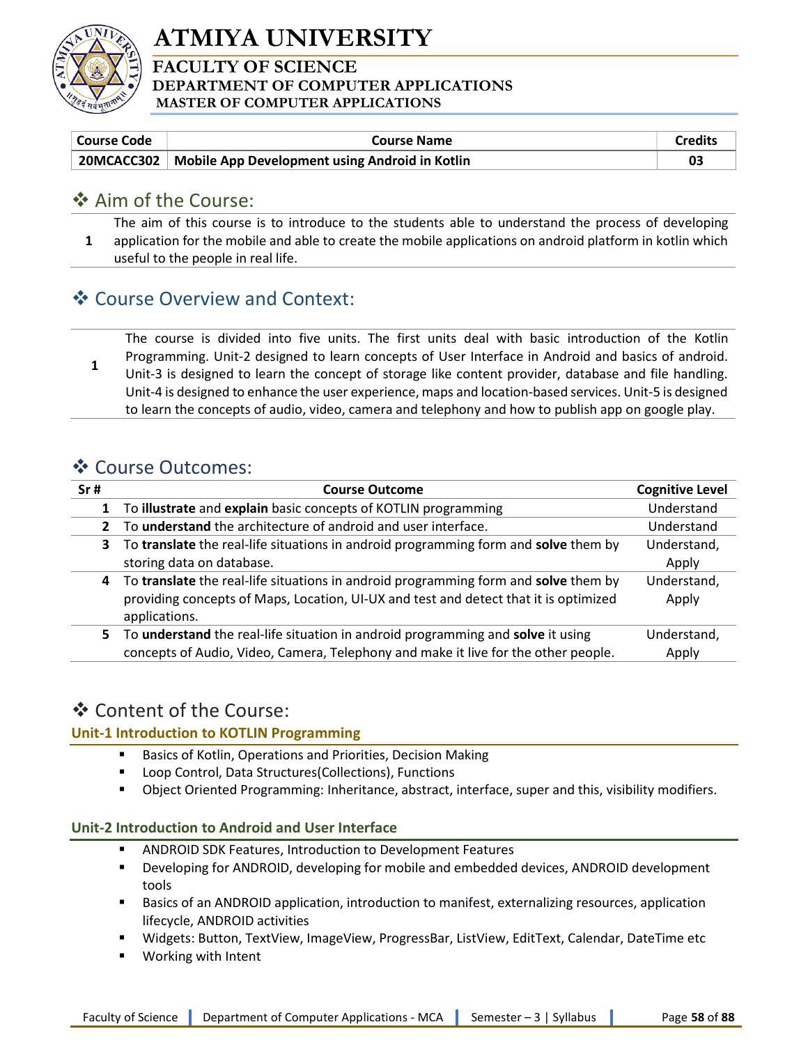# ATMIYA UNIVERSITY

## FACULTY OF SCIENCE

### DEPARTMENT OF COMPUTER APPLICATIONS

### MASTER OF COMPUTER APPLICATIONS

| Course Code | Course Name | Credits |
|---|---|---|
| 20MCACC302 | Mobile App Development using Android in Kotlin | 03 |

## ❖ Aim of the Course:

| | |
|---|---|
| 1 | The aim of this course is to introduce to the students able to understand the process of developing application for the mobile and able to create the mobile applications on android platform in kotlin which useful to the people in real life. |

## ❖ Course Overview and Context:

| | |
|---|---|
| 1 | The course is divided into five units. The first units deal with basic introduction of the Kotlin Programming. Unit-2 designed to learn concepts of User Interface in Android and basics of android. Unit-3 is designed to learn the concept of storage like content provider, database and file handling. Unit-4 is designed to enhance the user experience, maps and location-based services. Unit-5 is designed to learn the concepts of audio, video, camera and telephony and how to publish app on google play. |

## ❖ Course Outcomes:

| Sr # | Course Outcome | Cognitive Level |
|---|---|---|
| 1 | To **illustrate** and **explain** basic concepts of KOTLIN programming | Understand |
| 2 | To **understand** the architecture of android and user interface. | Understand |
| 3 | To **translate** the real-life situations in android programming form and **solve** them by storing data on database. | Understand, Apply |
| 4 | To **translate** the real-life situations in android programming form and **solve** them by providing concepts of Maps, Location, UI-UX and test and detect that it is optimized applications. | Understand, Apply |
| 5 | To **understand** the real-life situation in android programming and **solve** it using concepts of Audio, Video, Camera, Telephony and make it live for the other people. | Understand, Apply |

## ❖ Content of the Course:

### Unit-1 Introduction to KOTLIN Programming

- Basics of Kotlin, Operations and Priorities, Decision Making
- Loop Control, Data Structures(Collections), Functions
- Object Oriented Programming: Inheritance, abstract, interface, super and this, visibility modifiers.

### Unit-2 Introduction to Android and User Interface

- ANDROID SDK Features, Introduction to Development Features
- Developing for ANDROID, developing for mobile and embedded devices, ANDROID development tools
- Basics of an ANDROID application, introduction to manifest, externalizing resources, application lifecycle, ANDROID activities
- Widgets: Button, TextView, ImageView, ProgressBar, ListView, EditText, Calendar, DateTime etc
- Working with Intent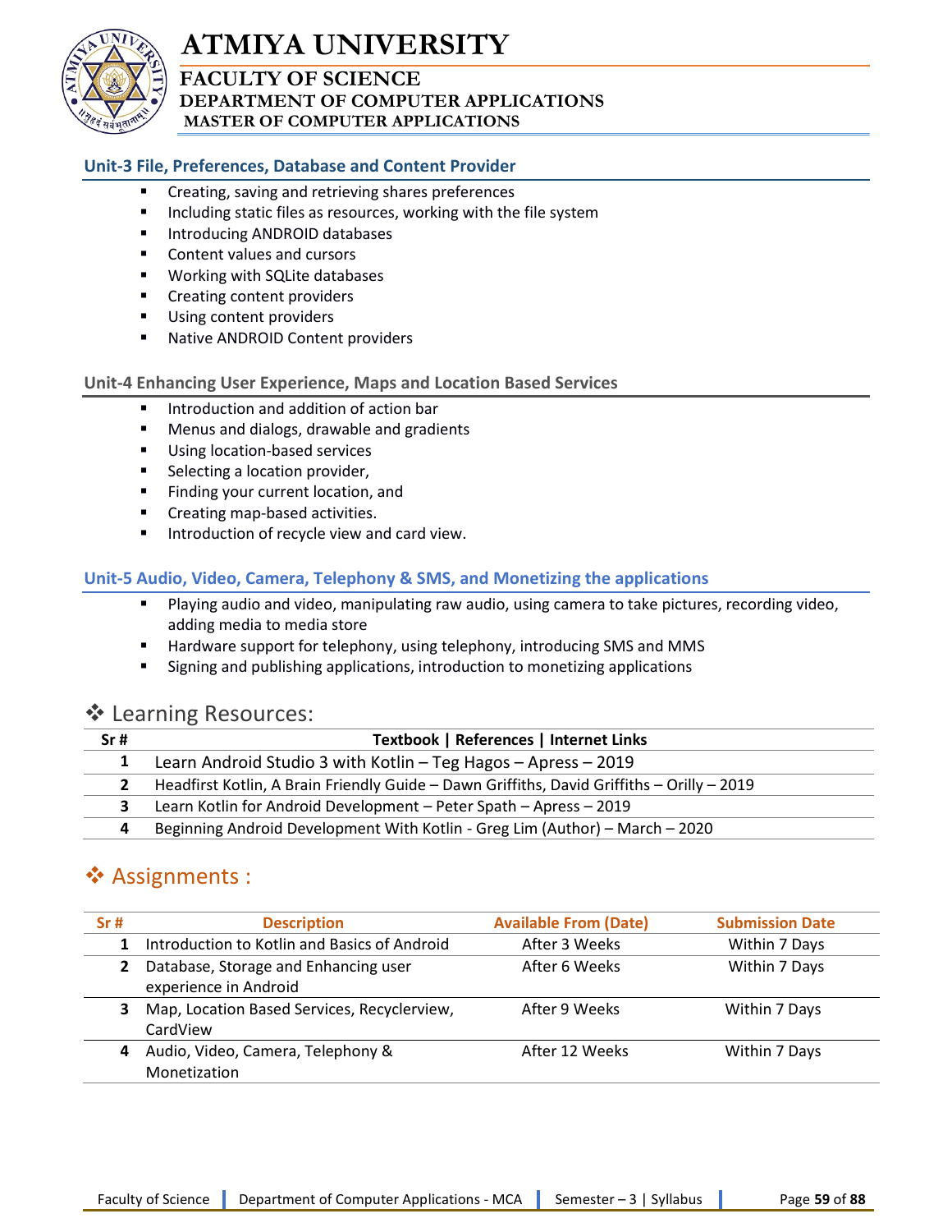### Unit-3 File, Preferences, Database and Content Provider

- Creating, saving and retrieving shares preferences
- Including static files as resources, working with the file system
- Introducing ANDROID databases
- Content values and cursors
- Working with SQLite databases
- Creating content providers
- Using content providers
- Native ANDROID Content providers

### Unit-4 Enhancing User Experience, Maps and Location Based Services

- Introduction and addition of action bar
- Menus and dialogs, drawable and gradients
- Using location-based services
- Selecting a location provider,
- Finding your current location, and
- Creating map-based activities.
- Introduction of recycle view and card view.

### Unit-5 Audio, Video, Camera, Telephony & SMS, and Monetizing the applications

- Playing audio and video, manipulating raw audio, using camera to take pictures, recording video, adding media to media store
- Hardware support for telephony, using telephony, introducing SMS and MMS
- Signing and publishing applications, introduction to monetizing applications

## ❖ Learning Resources:

| Sr # | Textbook \| References \| Internet Links |
|---|---|
| 1 | Learn Android Studio 3 with Kotlin – Teg Hagos – Apress – 2019 |
| 2 | Headfirst Kotlin, A Brain Friendly Guide – Dawn Griffiths, David Griffiths – Orilly – 2019 |
| 3 | Learn Kotlin for Android Development – Peter Spath – Apress – 2019 |
| 4 | Beginning Android Development With Kotlin - Greg Lim (Author) – March – 2020 |

## ❖ Assignments :

| Sr # | Description | Available From (Date) | Submission Date |
|---|---|---|---|
| 1 | Introduction to Kotlin and Basics of Android | After 3 Weeks | Within 7 Days |
| 2 | Database, Storage and Enhancing user experience in Android | After 6 Weeks | Within 7 Days |
| 3 | Map, Location Based Services, Recyclerview, CardView | After 9 Weeks | Within 7 Days |
| 4 | Audio, Video, Camera, Telephony & Monetization | After 12 Weeks | Within 7 Days |